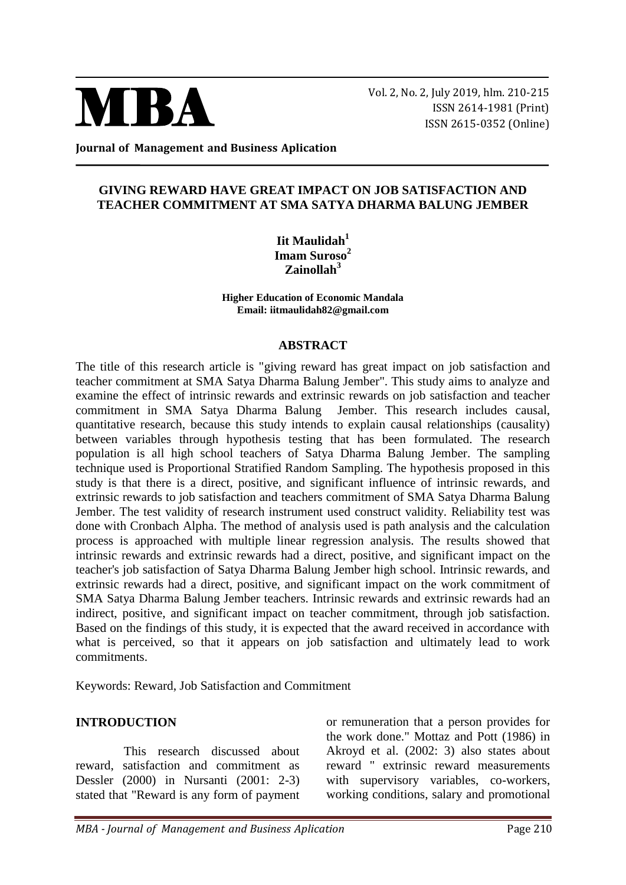# MBA

**Journal of Management and Business Aplication**

## GIVING REWARD HAVE GREAT IMPACT ON JOB SATISFACTION AND TEACHER COMMITMENT AT SMA SATYA DHARMA BALUNG JEMBER

**Iit Maulidah[1]**
**Imam Suroso[2]**
**Zainollah[3]**

**Higher Education of Economic Mandala**
**Email: iitmaulidah82@gmail.com**

### ABSTRACT

The title of this research article is "giving reward has great impact on job satisfaction and teacher commitment at SMA Satya Dharma Balung Jember". This study aims to analyze and examine the effect of intrinsic rewards and extrinsic rewards on job satisfaction and teacher commitment in SMA Satya Dharma Balung Jember. This research includes causal, quantitative research, because this study intends to explain causal relationships (causality) between variables through hypothesis testing that has been formulated. The research population is all high school teachers of Satya Dharma Balung Jember. The sampling technique used is Proportional Stratified Random Sampling. The hypothesis proposed in this study is that there is a direct, positive, and significant influence of intrinsic rewards, and extrinsic rewards to job satisfaction and teachers commitment of SMA Satya Dharma Balung Jember. The test validity of research instrument used construct validity. Reliability test was done with Cronbach Alpha. The method of analysis used is path analysis and the calculation process is approached with multiple linear regression analysis. The results showed that intrinsic rewards and extrinsic rewards had a direct, positive, and significant impact on the teacher's job satisfaction of Satya Dharma Balung Jember high school. Intrinsic rewards, and extrinsic rewards had a direct, positive, and significant impact on the work commitment of SMA Satya Dharma Balung Jember teachers. Intrinsic rewards and extrinsic rewards had an indirect, positive, and significant impact on teacher commitment, through job satisfaction. Based on the findings of this study, it is expected that the award received in accordance with what is perceived, so that it appears on job satisfaction and ultimately lead to work commitments.

Keywords: Reward, Job Satisfaction and Commitment

### INTRODUCTION

This research discussed about reward, satisfaction and commitment as Dessler (2000) in Nursanti (2001: 2-3) stated that "Reward is any form of payment or remuneration that a person provides for the work done." Mottaz and Pott (1986) in Akroyd et al. (2002: 3) also states about reward " extrinsic reward measurements with supervisory variables, co-workers, working conditions, salary and promotional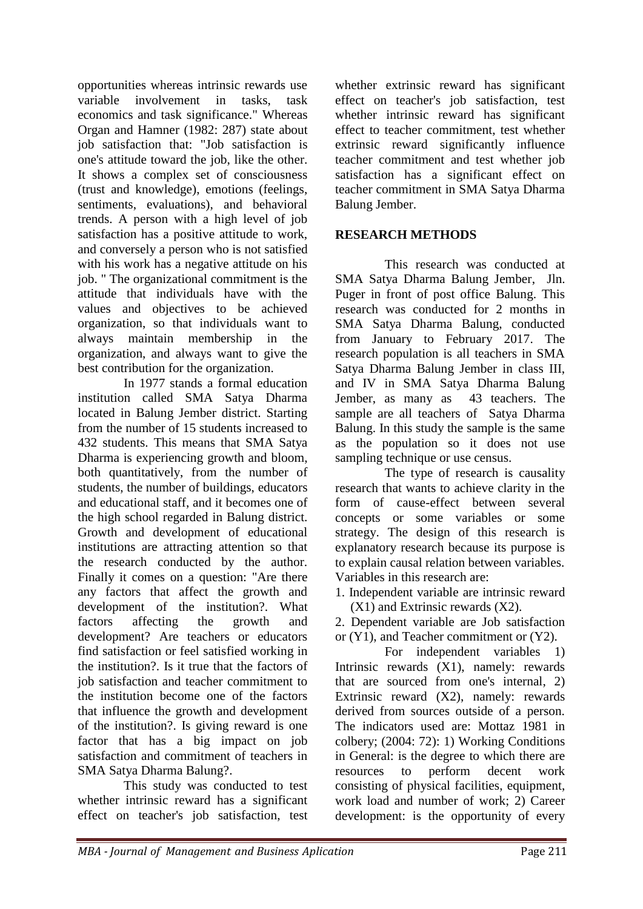opportunities whereas intrinsic rewards use variable involvement in tasks, task economics and task significance." Whereas Organ and Hamner (1982: 287) state about job satisfaction that: "Job satisfaction is one's attitude toward the job, like the other. It shows a complex set of consciousness (trust and knowledge), emotions (feelings, sentiments, evaluations), and behavioral trends. A person with a high level of job satisfaction has a positive attitude to work, and conversely a person who is not satisfied with his work has a negative attitude on his job. " The organizational commitment is the attitude that individuals have with the values and objectives to be achieved organization, so that individuals want to always maintain membership in the organization, and always want to give the best contribution for the organization.

In 1977 stands a formal education institution called SMA Satya Dharma located in Balung Jember district. Starting from the number of 15 students increased to 432 students. This means that SMA Satya Dharma is experiencing growth and bloom, both quantitatively, from the number of students, the number of buildings, educators and educational staff, and it becomes one of the high school regarded in Balung district. Growth and development of educational institutions are attracting attention so that the research conducted by the author. Finally it comes on a question: "Are there any factors that affect the growth and development of the institution?. What factors affecting the growth and development? Are teachers or educators find satisfaction or feel satisfied working in the institution?. Is it true that the factors of job satisfaction and teacher commitment to the institution become one of the factors that influence the growth and development of the institution?. Is giving reward is one factor that has a big impact on job satisfaction and commitment of teachers in SMA Satya Dharma Balung?.

This study was conducted to test whether intrinsic reward has a significant effect on teacher's job satisfaction, test whether extrinsic reward has significant effect on teacher's job satisfaction, test whether intrinsic reward has significant effect to teacher commitment, test whether extrinsic reward significantly influence teacher commitment and test whether job satisfaction has a significant effect on teacher commitment in SMA Satya Dharma Balung Jember.

## RESEARCH METHODS

This research was conducted at SMA Satya Dharma Balung Jember, Jln. Puger in front of post office Balung. This research was conducted for 2 months in SMA Satya Dharma Balung, conducted from January to February 2017. The research population is all teachers in SMA Satya Dharma Balung Jember in class III, and IV in SMA Satya Dharma Balung Jember, as many as 43 teachers. The sample are all teachers of Satya Dharma Balung. In this study the sample is the same as the population so it does not use sampling technique or use census.

The type of research is causality research that wants to achieve clarity in the form of cause-effect between several concepts or some variables or some strategy. The design of this research is explanatory research because its purpose is to explain causal relation between variables. Variables in this research are:

1. Independent variable are intrinsic reward (X1) and Extrinsic rewards (X2).
2. Dependent variable are Job satisfaction or (Y1), and Teacher commitment or (Y2).

For independent variables 1) Intrinsic rewards (X1), namely: rewards that are sourced from one's internal, 2) Extrinsic reward (X2), namely: rewards derived from sources outside of a person. The indicators used are: Mottaz 1981 in colbery; (2004: 72): 1) Working Conditions in General: is the degree to which there are resources to perform decent work consisting of physical facilities, equipment, work load and number of work; 2) Career development: is the opportunity of every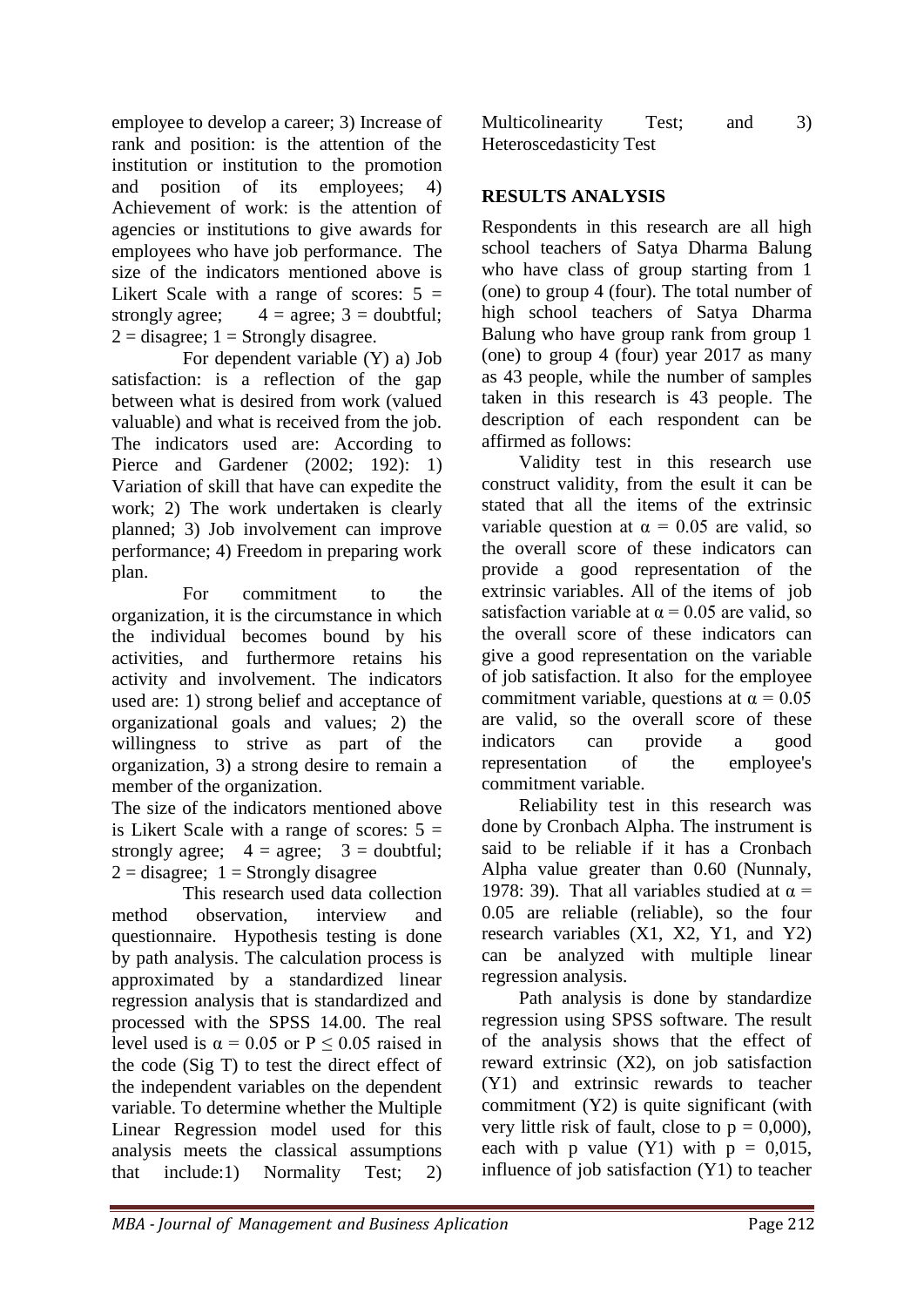employee to develop a career; 3) Increase of rank and position: is the attention of the institution or institution to the promotion and position of its employees; 4) Achievement of work: is the attention of agencies or institutions to give awards for employees who have job performance. The size of the indicators mentioned above is Likert Scale with a range of scores: 5 = strongly agree; 4 = agree; 3 = doubtful; 2 = disagree; 1 = Strongly disagree.

For dependent variable (Y) a) Job satisfaction: is a reflection of the gap between what is desired from work (valued valuable) and what is received from the job. The indicators used are: According to Pierce and Gardener (2002; 192): 1) Variation of skill that have can expedite the work; 2) The work undertaken is clearly planned; 3) Job involvement can improve performance; 4) Freedom in preparing work plan.

For commitment to the organization, it is the circumstance in which the individual becomes bound by his activities, and furthermore retains his activity and involvement. The indicators used are: 1) strong belief and acceptance of organizational goals and values; 2) the willingness to strive as part of the organization, 3) a strong desire to remain a member of the organization.

The size of the indicators mentioned above is Likert Scale with a range of scores: 5 = strongly agree; 4 = agree; 3 = doubtful; 2 = disagree; 1 = Strongly disagree

This research used data collection method observation, interview and questionnaire. Hypothesis testing is done by path analysis. The calculation process is approximated by a standardized linear regression analysis that is standardized and processed with the SPSS 14.00. The real level used is $\alpha = 0.05$ or $P \leq 0.05$ raised in the code (Sig T) to test the direct effect of the independent variables on the dependent variable. To determine whether the Multiple Linear Regression model used for this analysis meets the classical assumptions that include:1) Normality Test; 2) Multicolinearity Test; and 3) Heteroscedasticity Test

## RESULTS ANALYSIS

Respondents in this research are all high school teachers of Satya Dharma Balung who have class of group starting from 1 (one) to group 4 (four). The total number of high school teachers of Satya Dharma Balung who have group rank from group 1 (one) to group 4 (four) year 2017 as many as 43 people, while the number of samples taken in this research is 43 people. The description of each respondent can be affirmed as follows:

Validity test in this research use construct validity, from the esult it can be stated that all the items of the extrinsic variable question at $\alpha = 0.05$ are valid, so the overall score of these indicators can provide a good representation of the extrinsic variables. All of the items of job satisfaction variable at $\alpha = 0.05$ are valid, so the overall score of these indicators can give a good representation on the variable of job satisfaction. It also for the employee commitment variable, questions at $\alpha = 0.05$ are valid, so the overall score of these indicators can provide a good representation of the employee's commitment variable.

Reliability test in this research was done by Cronbach Alpha. The instrument is said to be reliable if it has a Cronbach Alpha value greater than 0.60 (Nunnaly, 1978: 39). That all variables studied at $\alpha = 0.05$ are reliable (reliable), so the four research variables (X1, X2, Y1, and Y2) can be analyzed with multiple linear regression analysis.

Path analysis is done by standardize regression using SPSS software. The result of the analysis shows that the effect of reward extrinsic (X2), on job satisfaction (Y1) and extrinsic rewards to teacher commitment (Y2) is quite significant (with very little risk of fault, close to $p = 0{,}000$), each with p value (Y1) with $p = 0{,}015$, influence of job satisfaction (Y1) to teacher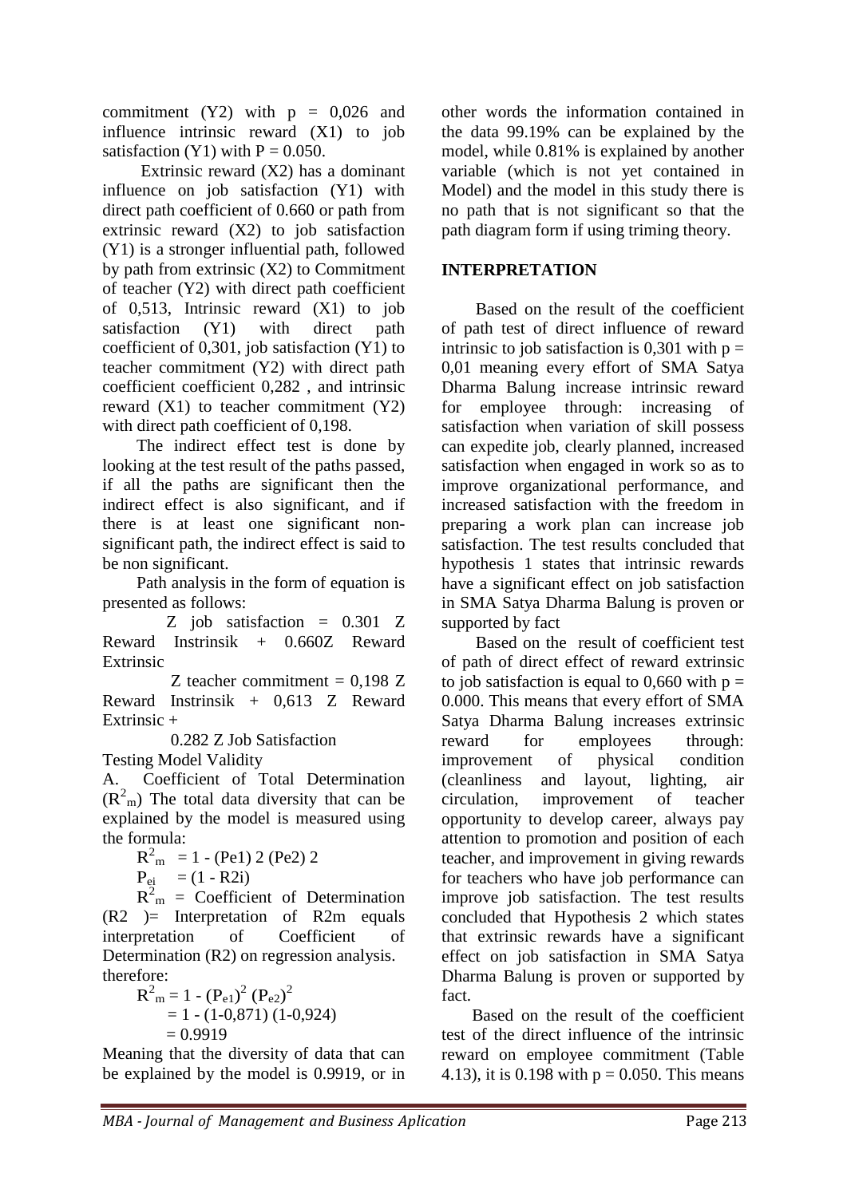commitment (Y2) with p = 0,026 and influence intrinsic reward (X1) to job satisfaction (Y1) with P = 0.050.

Extrinsic reward (X2) has a dominant influence on job satisfaction (Y1) with direct path coefficient of 0.660 or path from extrinsic reward (X2) to job satisfaction (Y1) is a stronger influential path, followed by path from extrinsic (X2) to Commitment of teacher (Y2) with direct path coefficient of 0,513, Intrinsic reward (X1) to job satisfaction (Y1) with direct path coefficient of 0,301, job satisfaction (Y1) to teacher commitment (Y2) with direct path coefficient coefficient 0,282 , and intrinsic reward (X1) to teacher commitment (Y2) with direct path coefficient of 0,198.

The indirect effect test is done by looking at the test result of the paths passed, if all the paths are significant then the indirect effect is also significant, and if there is at least one significant non-significant path, the indirect effect is said to be non significant.

Path analysis in the form of equation is presented as follows:

Z job satisfaction = 0.301 Z Reward Instrinsik + 0.660Z Reward Extrinsic

Z teacher commitment = 0,198 Z Reward Instrinsik + 0,613 Z Reward Extrinsic +

0.282 Z Job Satisfaction

Testing Model Validity

A. Coefficient of Total Determination ($R^2_m$) The total data diversity that can be explained by the model is measured using the formula:

$R^2_m$ = 1 - (Pe1) 2 (Pe2) 2

$P_{ei}$ = (1 - R2i)

$R^2_m$ = Coefficient of Determination (R2 )= Interpretation of R2m equals interpretation of Coefficient of Determination (R2) on regression analysis.

therefore:

$$R^2_m = 1 - (P_{e1})^2 (P_{e2})^2$$
$$= 1 - (1\text{-}0{,}871)\ (1\text{-}0{,}924)$$
$$= 0.9919$$

Meaning that the diversity of data that can be explained by the model is 0.9919, or in other words the information contained in the data 99.19% can be explained by the model, while 0.81% is explained by another variable (which is not yet contained in Model) and the model in this study there is no path that is not significant so that the path diagram form if using triming theory.

## INTERPRETATION

Based on the result of the coefficient of path test of direct influence of reward intrinsic to job satisfaction is 0,301 with p = 0,01 meaning every effort of SMA Satya Dharma Balung increase intrinsic reward for employee through: increasing of satisfaction when variation of skill possess can expedite job, clearly planned, increased satisfaction when engaged in work so as to improve organizational performance, and increased satisfaction with the freedom in preparing a work plan can increase job satisfaction. The test results concluded that hypothesis 1 states that intrinsic rewards have a significant effect on job satisfaction in SMA Satya Dharma Balung is proven or supported by fact

Based on the result of coefficient test of path of direct effect of reward extrinsic to job satisfaction is equal to 0,660 with p = 0.000. This means that every effort of SMA Satya Dharma Balung increases extrinsic reward for employees through: improvement of physical condition (cleanliness and layout, lighting, air circulation, improvement of teacher opportunity to develop career, always pay attention to promotion and position of each teacher, and improvement in giving rewards for teachers who have job performance can improve job satisfaction. The test results concluded that Hypothesis 2 which states that extrinsic rewards have a significant effect on job satisfaction in SMA Satya Dharma Balung is proven or supported by fact.

Based on the result of the coefficient test of the direct influence of the intrinsic reward on employee commitment (Table 4.13), it is 0.198 with p = 0.050. This means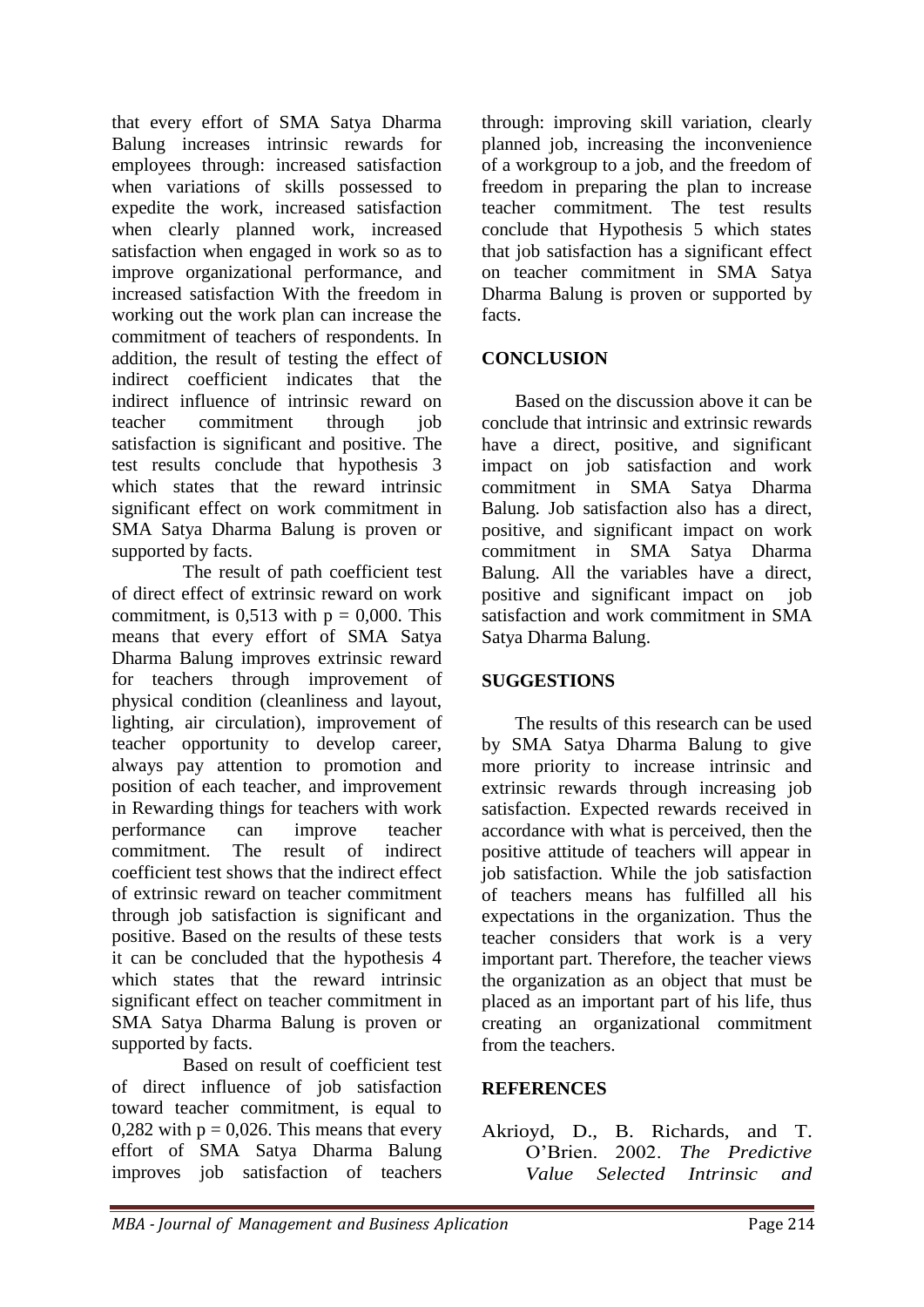that every effort of SMA Satya Dharma Balung increases intrinsic rewards for employees through: increased satisfaction when variations of skills possessed to expedite the work, increased satisfaction when clearly planned work, increased satisfaction when engaged in work so as to improve organizational performance, and increased satisfaction With the freedom in working out the work plan can increase the commitment of teachers of respondents. In addition, the result of testing the effect of indirect coefficient indicates that the indirect influence of intrinsic reward on teacher commitment through job satisfaction is significant and positive. The test results conclude that hypothesis 3 which states that the reward intrinsic significant effect on work commitment in SMA Satya Dharma Balung is proven or supported by facts.

The result of path coefficient test of direct effect of extrinsic reward on work commitment, is 0,513 with $p = 0{,}000$. This means that every effort of SMA Satya Dharma Balung improves extrinsic reward for teachers through improvement of physical condition (cleanliness and layout, lighting, air circulation), improvement of teacher opportunity to develop career, always pay attention to promotion and position of each teacher, and improvement in Rewarding things for teachers with work performance can improve teacher commitment. The result of indirect coefficient test shows that the indirect effect of extrinsic reward on teacher commitment through job satisfaction is significant and positive. Based on the results of these tests it can be concluded that the hypothesis 4 which states that the reward intrinsic significant effect on teacher commitment in SMA Satya Dharma Balung is proven or supported by facts.

Based on result of coefficient test of direct influence of job satisfaction toward teacher commitment, is equal to 0,282 with $p = 0{,}026$. This means that every effort of SMA Satya Dharma Balung improves job satisfaction of teachers through: improving skill variation, clearly planned job, increasing the inconvenience of a workgroup to a job, and the freedom of freedom in preparing the plan to increase teacher commitment. The test results conclude that Hypothesis 5 which states that job satisfaction has a significant effect on teacher commitment in SMA Satya Dharma Balung is proven or supported by facts.

## CONCLUSION

Based on the discussion above it can be conclude that intrinsic and extrinsic rewards have a direct, positive, and significant impact on job satisfaction and work commitment in SMA Satya Dharma Balung. Job satisfaction also has a direct, positive, and significant impact on work commitment in SMA Satya Dharma Balung. All the variables have a direct, positive and significant impact on job satisfaction and work commitment in SMA Satya Dharma Balung.

## SUGGESTIONS

The results of this research can be used by SMA Satya Dharma Balung to give more priority to increase intrinsic and extrinsic rewards through increasing job satisfaction. Expected rewards received in accordance with what is perceived, then the positive attitude of teachers will appear in job satisfaction. While the job satisfaction of teachers means has fulfilled all his expectations in the organization. Thus the teacher considers that work is a very important part. Therefore, the teacher views the organization as an object that must be placed as an important part of his life, thus creating an organizational commitment from the teachers.

## REFERENCES

Akrioyd, D., B. Richards, and T. O'Brien. 2002. *The Predictive Value Selected Intrinsic and*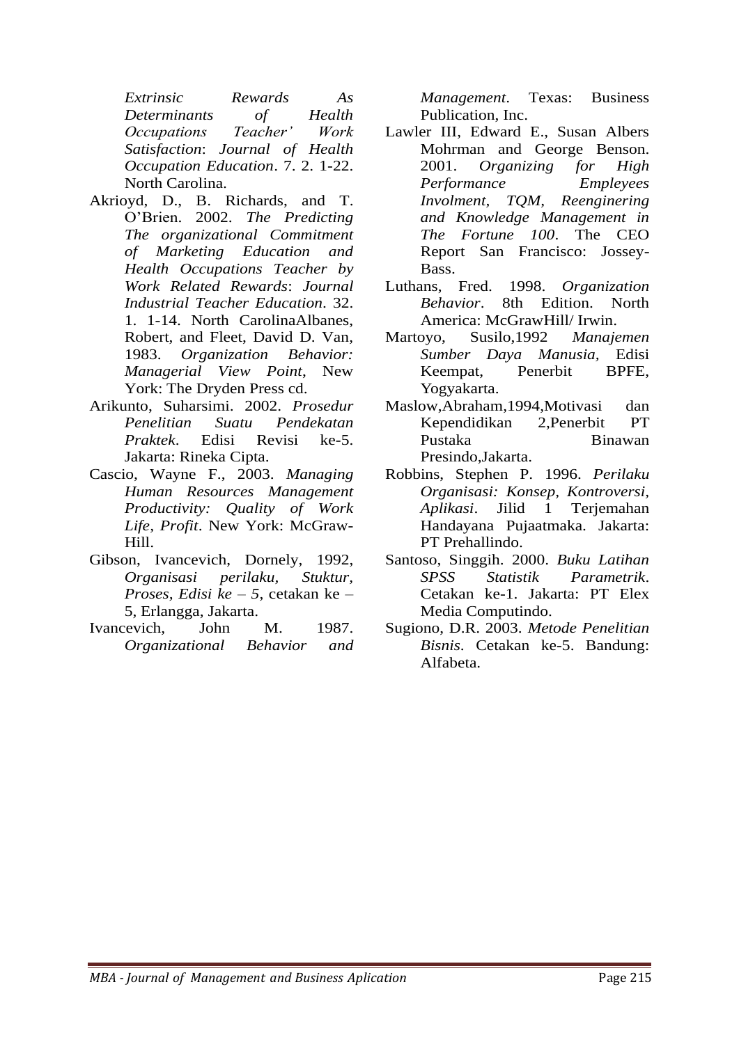*Extrinsic Rewards As Determinants of Health Occupations Teacher' Work Satisfaction*: *Journal of Health Occupation Education*. 7. 2. 1-22. North Carolina.

Akrioyd, D., B. Richards, and T. O'Brien. 2002. *The Predicting The organizational Commitment of Marketing Education and Health Occupations Teacher by Work Related Rewards*: *Journal Industrial Teacher Education*. 32. 1. 1-14. North CarolinaAlbanes, Robert, and Fleet, David D. Van, 1983. *Organization Behavior: Managerial View Point*, New York: The Dryden Press cd.

Arikunto, Suharsimi. 2002. *Prosedur Penelitian Suatu Pendekatan Praktek*. Edisi Revisi ke-5. Jakarta: Rineka Cipta.

Cascio, Wayne F., 2003. *Managing Human Resources Management Productivity: Quality of Work Life, Profit*. New York: McGraw-Hill.

Gibson, Ivancevich, Dornely, 1992, *Organisasi perilaku, Stuktur, Proses, Edisi ke – 5*, cetakan ke – 5, Erlangga, Jakarta.

Ivancevich, John M. 1987. *Organizational Behavior and Management*. Texas: Business Publication, Inc.

Lawler III, Edward E., Susan Albers Mohrman and George Benson. 2001. *Organizing for High Performance Empleyees Involment, TQM, Reenginering and Knowledge Management in The Fortune 100*. The CEO Report San Francisco: Jossey-Bass.

Luthans, Fred. 1998. *Organization Behavior*. 8th Edition. North America: McGrawHill/ Irwin.

Martoyo, Susilo,1992 *Manajemen Sumber Daya Manusia*, Edisi Keempat, Penerbit BPFE, Yogyakarta.

Maslow,Abraham,1994,Motivasi dan Kependidikan 2,Penerbit PT Pustaka Binawan Presindo,Jakarta.

Robbins, Stephen P. 1996. *Perilaku Organisasi: Konsep, Kontroversi, Aplikasi*. Jilid 1 Terjemahan Handayana Pujaatmaka. Jakarta: PT Prehallindo.

Santoso, Singgih. 2000. *Buku Latihan SPSS Statistik Parametrik*. Cetakan ke-1. Jakarta: PT Elex Media Computindo.

Sugiono, D.R. 2003. *Metode Penelitian Bisnis*. Cetakan ke-5. Bandung: Alfabeta.